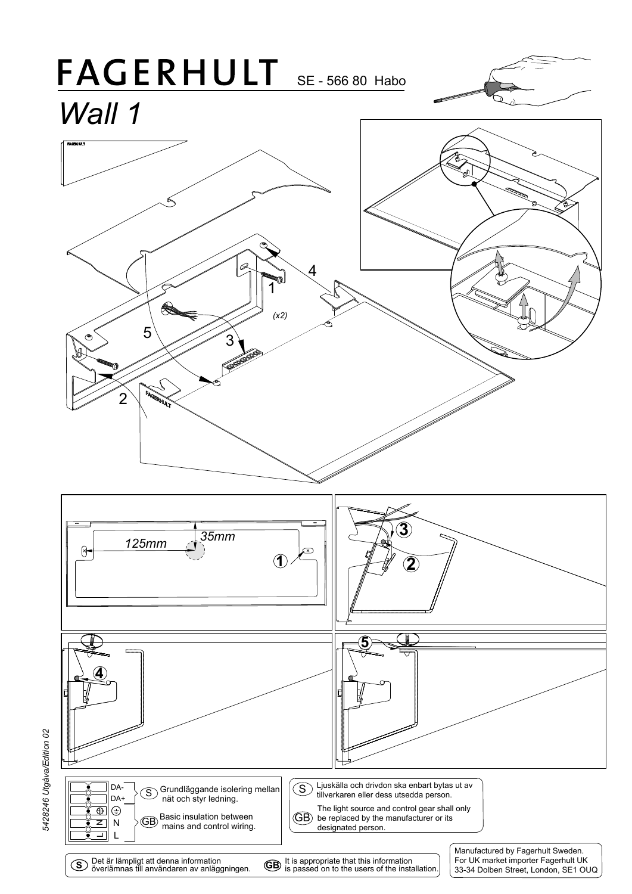# FAGERHULT

SE - 566 80 Habo

## *Wall 1*

4

1

(x2)

5

3

2

125mm

35mm

1

3

2

4

5

| | |
|---|---|
| DA- | |
| DA+ | (S) Grundläggande isolering mellan nät och styr ledning. |
| ⏚ | |
| N | (GB) Basic insulation between mains and control wiring. |
| L | |

(S) Ljuskälla och drivdon ska enbart bytas ut av tillverkaren eller dess utsedda person.

(GB) The light source and control gear shall only be replaced by the manufacturer or its designated person.

(S) Det är lämpligt att denna information överlämnas till användaren av anläggningen.

(GB) It is appropriate that this information is passed on to the users of the installation.

Manufactured by Fagerhult Sweden.
For UK market importer Fagerhult UK
33-34 Dolben Street, London, SE1 OUQ

5428246 Utgåva/Edition 02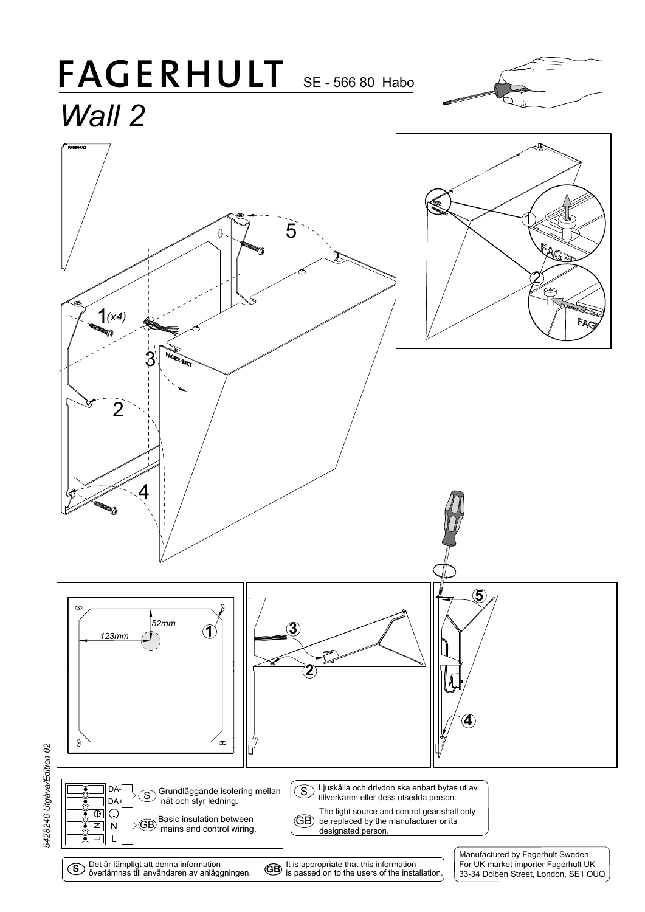# FAGERHULT SE - 566 80 Habo

## *Wall 2*

5

1*(x4)*

3

2

4

1

2

52mm

123mm

1

3

2

5

4

5428246 Utgåva/Edition 02

DA-
DA+
N
L

(S) Grundläggande isolering mellan nät och styr ledning.

(GB) Basic insulation between mains and control wiring.

(S) Ljuskälla och drivdon ska enbart bytas ut av tillverkaren eller dess utsedda person.

(GB) The light source and control gear shall only be replaced by the manufacturer or its designated person.

(S) Det är lämpligt att denna information överlämnas till användaren av anläggningen.

(GB) It is appropriate that this information is passed on to the users of the installation.

Manufactured by Fagerhult Sweden.
For UK market importer Fagerhult UK
33-34 Dolben Street, London, SE1 OUQ